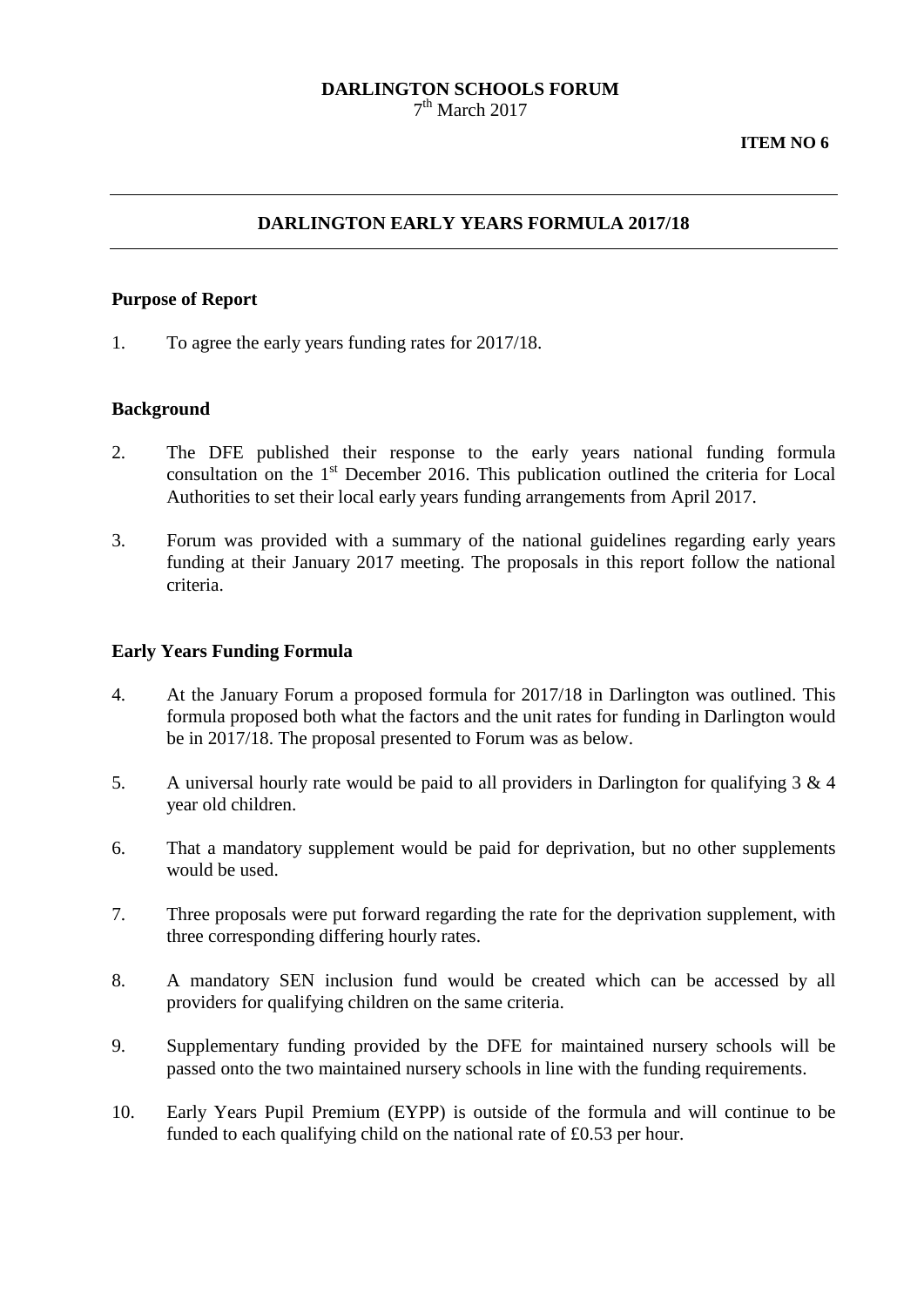**DARLINGTON SCHOOLS FORUM**
7th March 2017

**ITEM NO 6**

---

## DARLINGTON EARLY YEARS FORMULA 2017/18

---

### Purpose of Report

1. To agree the early years funding rates for 2017/18.

### Background

2. The DFE published their response to the early years national funding formula consultation on the 1st December 2016. This publication outlined the criteria for Local Authorities to set their local early years funding arrangements from April 2017.

3. Forum was provided with a summary of the national guidelines regarding early years funding at their January 2017 meeting. The proposals in this report follow the national criteria.

### Early Years Funding Formula

4. At the January Forum a proposed formula for 2017/18 in Darlington was outlined. This formula proposed both what the factors and the unit rates for funding in Darlington would be in 2017/18. The proposal presented to Forum was as below.

5. A universal hourly rate would be paid to all providers in Darlington for qualifying 3 & 4 year old children.

6. That a mandatory supplement would be paid for deprivation, but no other supplements would be used.

7. Three proposals were put forward regarding the rate for the deprivation supplement, with three corresponding differing hourly rates.

8. A mandatory SEN inclusion fund would be created which can be accessed by all providers for qualifying children on the same criteria.

9. Supplementary funding provided by the DFE for maintained nursery schools will be passed onto the two maintained nursery schools in line with the funding requirements.

10. Early Years Pupil Premium (EYPP) is outside of the formula and will continue to be funded to each qualifying child on the national rate of £0.53 per hour.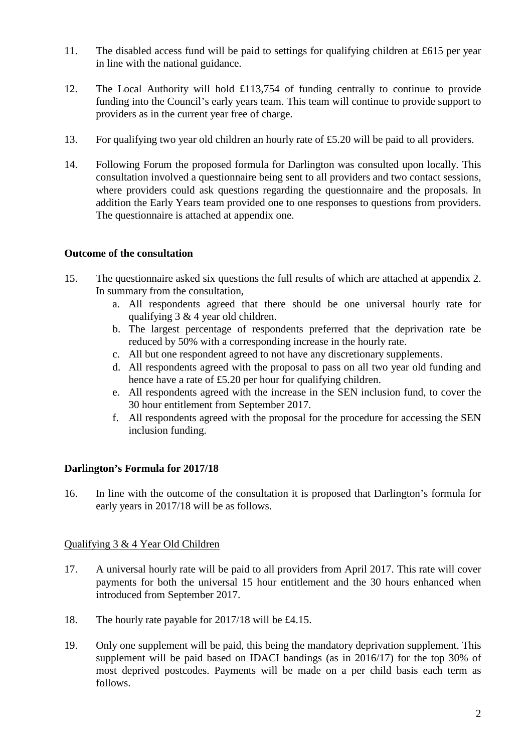11. The disabled access fund will be paid to settings for qualifying children at £615 per year in line with the national guidance.

12. The Local Authority will hold £113,754 of funding centrally to continue to provide funding into the Council's early years team. This team will continue to provide support to providers as in the current year free of charge.

13. For qualifying two year old children an hourly rate of £5.20 will be paid to all providers.

14. Following Forum the proposed formula for Darlington was consulted upon locally. This consultation involved a questionnaire being sent to all providers and two contact sessions, where providers could ask questions regarding the questionnaire and the proposals. In addition the Early Years team provided one to one responses to questions from providers. The questionnaire is attached at appendix one.

**Outcome of the consultation**

15. The questionnaire asked six questions the full results of which are attached at appendix 2. In summary from the consultation,
    a. All respondents agreed that there should be one universal hourly rate for qualifying 3 & 4 year old children.
    b. The largest percentage of respondents preferred that the deprivation rate be reduced by 50% with a corresponding increase in the hourly rate.
    c. All but one respondent agreed to not have any discretionary supplements.
    d. All respondents agreed with the proposal to pass on all two year old funding and hence have a rate of £5.20 per hour for qualifying children.
    e. All respondents agreed with the increase in the SEN inclusion fund, to cover the 30 hour entitlement from September 2017.
    f. All respondents agreed with the proposal for the procedure for accessing the SEN inclusion funding.

**Darlington's Formula for 2017/18**

16. In line with the outcome of the consultation it is proposed that Darlington's formula for early years in 2017/18 will be as follows.

Qualifying 3 & 4 Year Old Children

17. A universal hourly rate will be paid to all providers from April 2017. This rate will cover payments for both the universal 15 hour entitlement and the 30 hours enhanced when introduced from September 2017.

18. The hourly rate payable for 2017/18 will be £4.15.

19. Only one supplement will be paid, this being the mandatory deprivation supplement. This supplement will be paid based on IDACI bandings (as in 2016/17) for the top 30% of most deprived postcodes. Payments will be made on a per child basis each term as follows.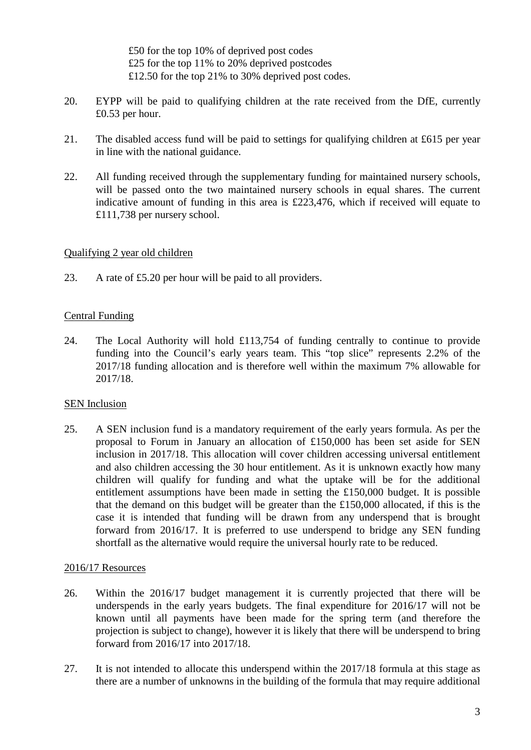£50 for the top 10% of deprived post codes
£25 for the top 11% to 20% deprived postcodes
£12.50 for the top 21% to 30% deprived post codes.

20. EYPP will be paid to qualifying children at the rate received from the DfE, currently £0.53 per hour.

21. The disabled access fund will be paid to settings for qualifying children at £615 per year in line with the national guidance.

22. All funding received through the supplementary funding for maintained nursery schools, will be passed onto the two maintained nursery schools in equal shares. The current indicative amount of funding in this area is £223,476, which if received will equate to £111,738 per nursery school.

<u>Qualifying 2 year old children</u>

23. A rate of £5.20 per hour will be paid to all providers.

<u>Central Funding</u>

24. The Local Authority will hold £113,754 of funding centrally to continue to provide funding into the Council's early years team. This "top slice" represents 2.2% of the 2017/18 funding allocation and is therefore well within the maximum 7% allowable for 2017/18.

<u>SEN Inclusion</u>

25. A SEN inclusion fund is a mandatory requirement of the early years formula. As per the proposal to Forum in January an allocation of £150,000 has been set aside for SEN inclusion in 2017/18. This allocation will cover children accessing universal entitlement and also children accessing the 30 hour entitlement. As it is unknown exactly how many children will qualify for funding and what the uptake will be for the additional entitlement assumptions have been made in setting the £150,000 budget. It is possible that the demand on this budget will be greater than the £150,000 allocated, if this is the case it is intended that funding will be drawn from any underspend that is brought forward from 2016/17. It is preferred to use underspend to bridge any SEN funding shortfall as the alternative would require the universal hourly rate to be reduced.

<u>2016/17 Resources</u>

26. Within the 2016/17 budget management it is currently projected that there will be underspends in the early years budgets. The final expenditure for 2016/17 will not be known until all payments have been made for the spring term (and therefore the projection is subject to change), however it is likely that there will be underspend to bring forward from 2016/17 into 2017/18.

27. It is not intended to allocate this underspend within the 2017/18 formula at this stage as there are a number of unknowns in the building of the formula that may require additional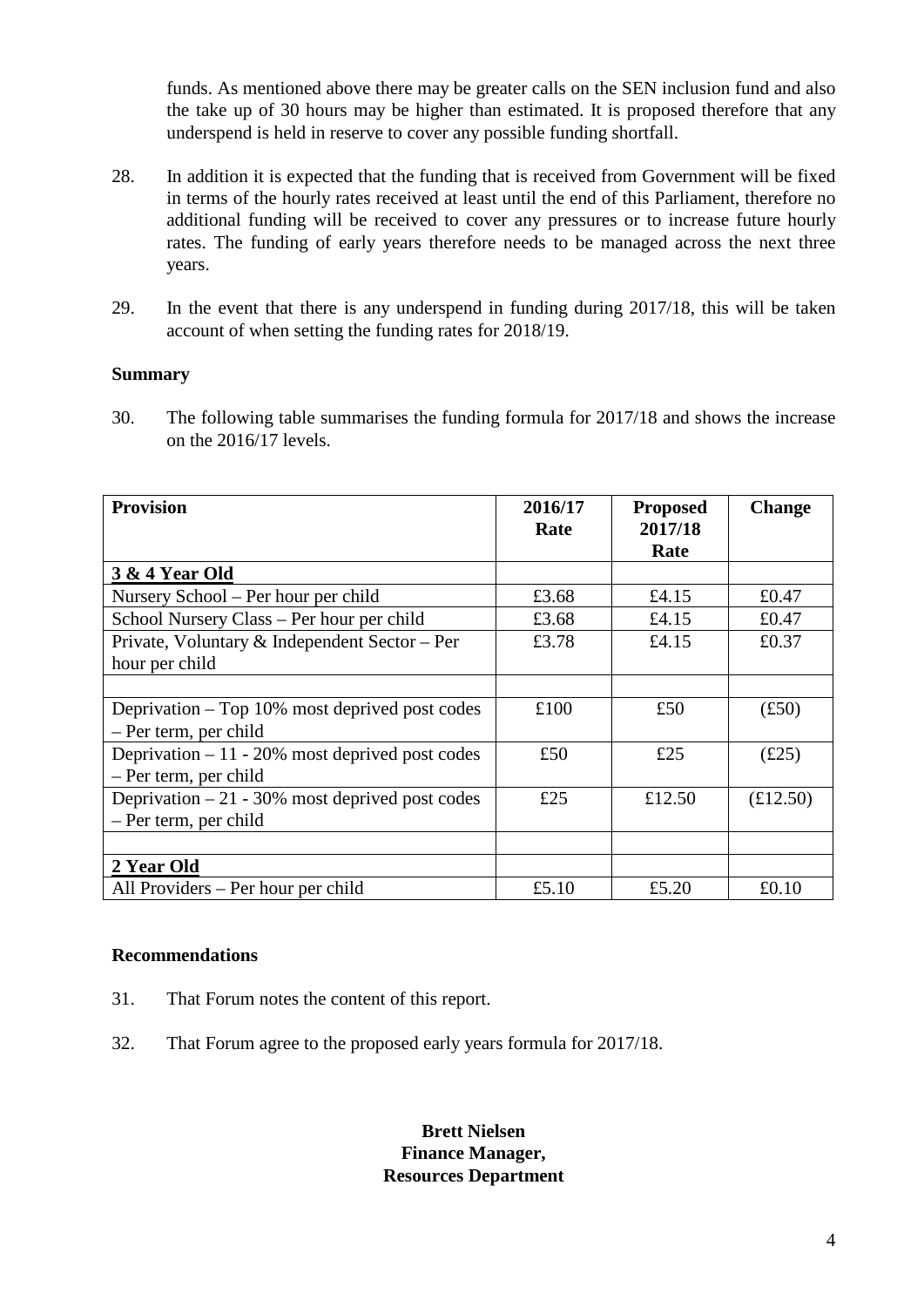funds. As mentioned above there may be greater calls on the SEN inclusion fund and also the take up of 30 hours may be higher than estimated. It is proposed therefore that any underspend is held in reserve to cover any possible funding shortfall.

28. In addition it is expected that the funding that is received from Government will be fixed in terms of the hourly rates received at least until the end of this Parliament, therefore no additional funding will be received to cover any pressures or to increase future hourly rates. The funding of early years therefore needs to be managed across the next three years.

29. In the event that there is any underspend in funding during 2017/18, this will be taken account of when setting the funding rates for 2018/19.

**Summary**

30. The following table summarises the funding formula for 2017/18 and shows the increase on the 2016/17 levels.

| **Provision** | **2016/17 Rate** | **Proposed 2017/18 Rate** | **Change** |
|---|---|---|---|
| **3 & 4 Year Old** | | | |
| Nursery School – Per hour per child | £3.68 | £4.15 | £0.47 |
| School Nursery Class – Per hour per child | £3.68 | £4.15 | £0.47 |
| Private, Voluntary & Independent Sector – Per hour per child | £3.78 | £4.15 | £0.37 |
| | | | |
| Deprivation – Top 10% most deprived post codes – Per term, per child | £100 | £50 | (£50) |
| Deprivation – 11 - 20% most deprived post codes – Per term, per child | £50 | £25 | (£25) |
| Deprivation – 21 - 30% most deprived post codes – Per term, per child | £25 | £12.50 | (£12.50) |
| | | | |
| **2 Year Old** | | | |
| All Providers – Per hour per child | £5.10 | £5.20 | £0.10 |

**Recommendations**

31. That Forum notes the content of this report.

32. That Forum agree to the proposed early years formula for 2017/18.

**Brett Nielsen**
**Finance Manager,**
**Resources Department**